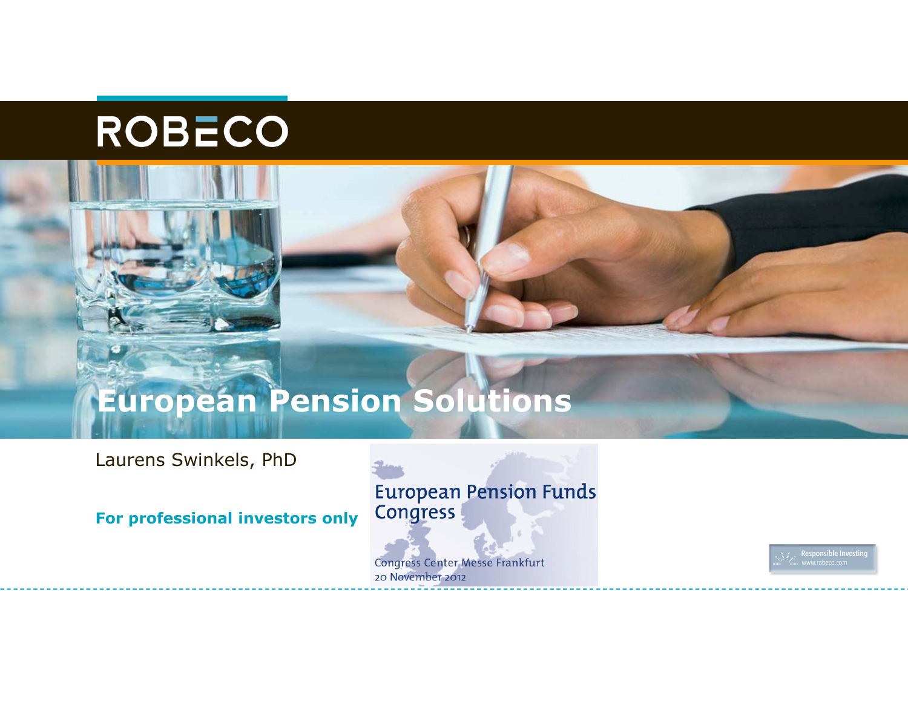ROBECO

# European Pension Solutions

Laurens Swinkels, PhD

**For professional investors only**

European Pension Funds Congress

Congress Center Messe Frankfurt
20 November 2012

Responsible Investing
www.robeco.com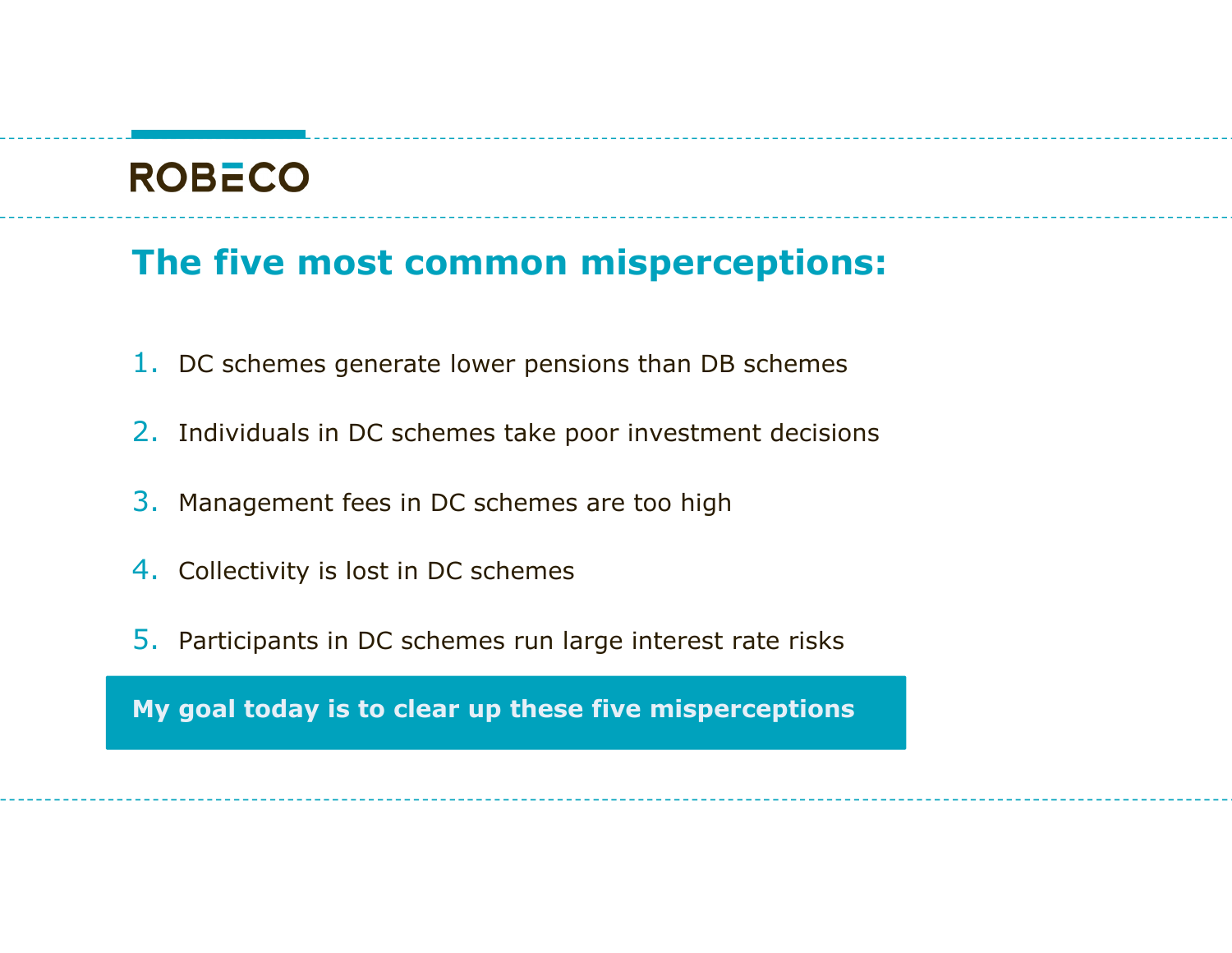ROBECO

## The five most common misperceptions:

1. DC schemes generate lower pensions than DB schemes
2. Individuals in DC schemes take poor investment decisions
3. Management fees in DC schemes are too high
4. Collectivity is lost in DC schemes
5. Participants in DC schemes run large interest rate risks

**My goal today is to clear up these five misperceptions**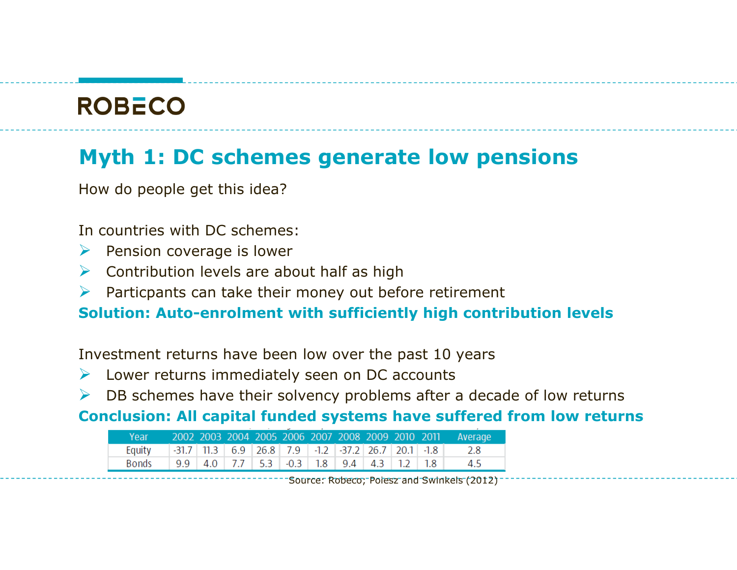# Myth 1: DC schemes generate low pensions

How do people get this idea?

In countries with DC schemes:

- Pension coverage is lower
- Contribution levels are about half as high
- Particpants can take their money out before retirement

**Solution: Auto-enrolment with sufficiently high contribution levels**

Investment returns have been low over the past 10 years

- Lower returns immediately seen on DC accounts
- DB schemes have their solvency problems after a decade of low returns

**Conclusion: All capital funded systems have suffered from low returns**

| Year | 2002 | 2003 | 2004 | 2005 | 2006 | 2007 | 2008 | 2009 | 2010 | 2011 | Average |
|---|---|---|---|---|---|---|---|---|---|---|---|
| Equity | -31.7 | 11.3 | 6.9 | 26.8 | 7.9 | -1.2 | -37.2 | 26.7 | 20.1 | -1.8 | 2.8 |
| Bonds | 9.9 | 4.0 | 7.7 | 5.3 | -0.3 | 1.8 | 9.4 | 4.3 | 1.2 | 1.8 | 4.5 |

Source: Robeco; Poiesz and Swinkels (2012)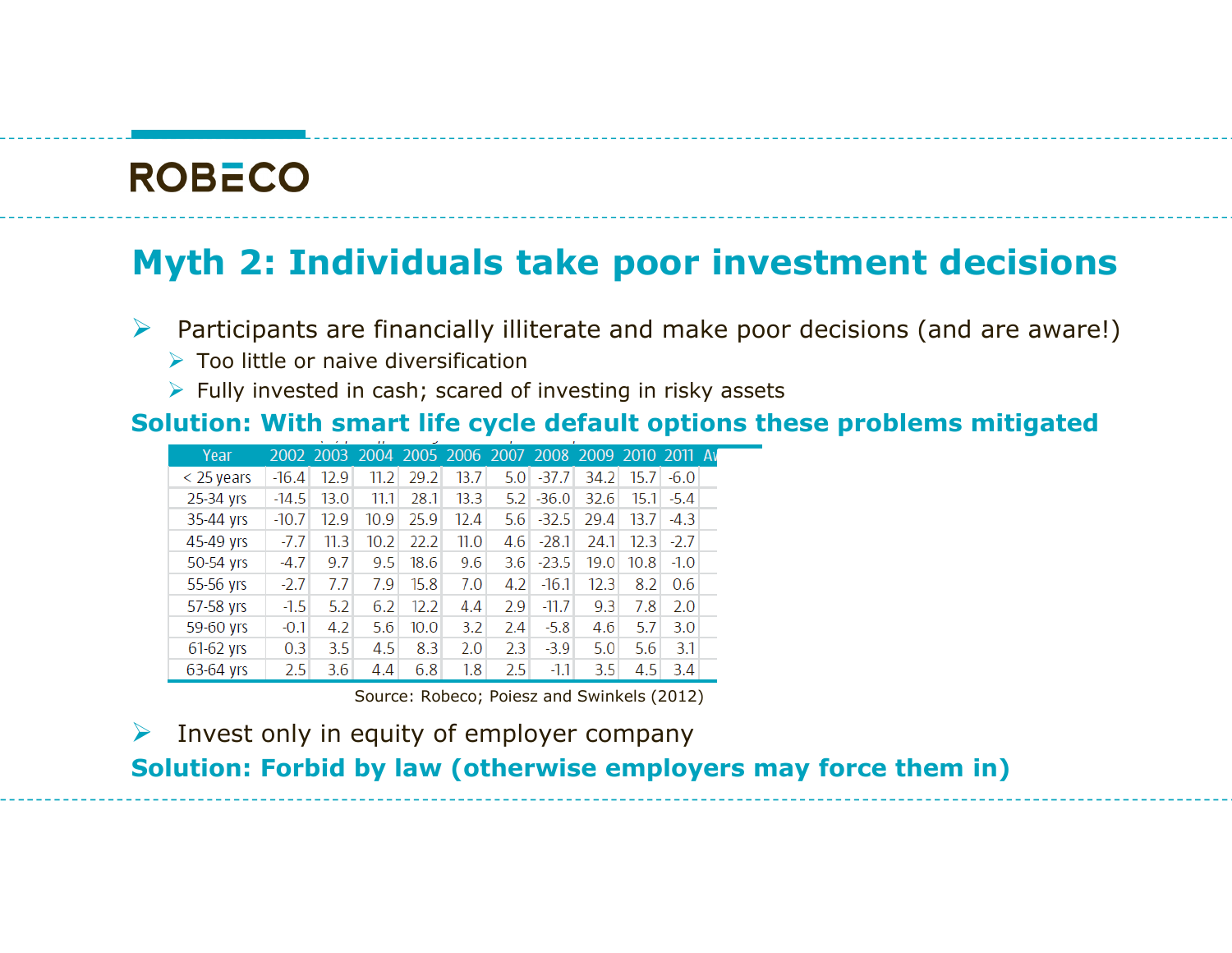## Myth 2: Individuals take poor investment decisions

- Participants are financially illiterate and make poor decisions (and are aware!)
  - Too little or naive diversification
  - Fully invested in cash; scared of investing in risky assets

**Solution: With smart life cycle default options these problems mitigated**

| Year | 2002 | 2003 | 2004 | 2005 | 2006 | 2007 | 2008 | 2009 | 2010 | 2011 | Av |
|---|---|---|---|---|---|---|---|---|---|---|---|
| < 25 years | -16.4 | 12.9 | 11.2 | 29.2 | 13.7 | 5.0 | -37.7 | 34.2 | 15.7 | -6.0 | |
| 25-34 yrs | -14.5 | 13.0 | 11.1 | 28.1 | 13.3 | 5.2 | -36.0 | 32.6 | 15.1 | -5.4 | |
| 35-44 yrs | -10.7 | 12.9 | 10.9 | 25.9 | 12.4 | 5.6 | -32.5 | 29.4 | 13.7 | -4.3 | |
| 45-49 yrs | -7.7 | 11.3 | 10.2 | 22.2 | 11.0 | 4.6 | -28.1 | 24.1 | 12.3 | -2.7 | |
| 50-54 yrs | -4.7 | 9.7 | 9.5 | 18.6 | 9.6 | 3.6 | -23.5 | 19.0 | 10.8 | -1.0 | |
| 55-56 yrs | -2.7 | 7.7 | 7.9 | 15.8 | 7.0 | 4.2 | -16.1 | 12.3 | 8.2 | 0.6 | |
| 57-58 yrs | -1.5 | 5.2 | 6.2 | 12.2 | 4.4 | 2.9 | -11.7 | 9.3 | 7.8 | 2.0 | |
| 59-60 yrs | -0.1 | 4.2 | 5.6 | 10.0 | 3.2 | 2.4 | -5.8 | 4.6 | 5.7 | 3.0 | |
| 61-62 yrs | 0.3 | 3.5 | 4.5 | 8.3 | 2.0 | 2.3 | -3.9 | 5.0 | 5.6 | 3.1 | |
| 63-64 yrs | 2.5 | 3.6 | 4.4 | 6.8 | 1.8 | 2.5 | -1.1 | 3.5 | 4.5 | 3.4 | |

Source: Robeco; Poiesz and Swinkels (2012)

- Invest only in equity of employer company

**Solution: Forbid by law (otherwise employers may force them in)**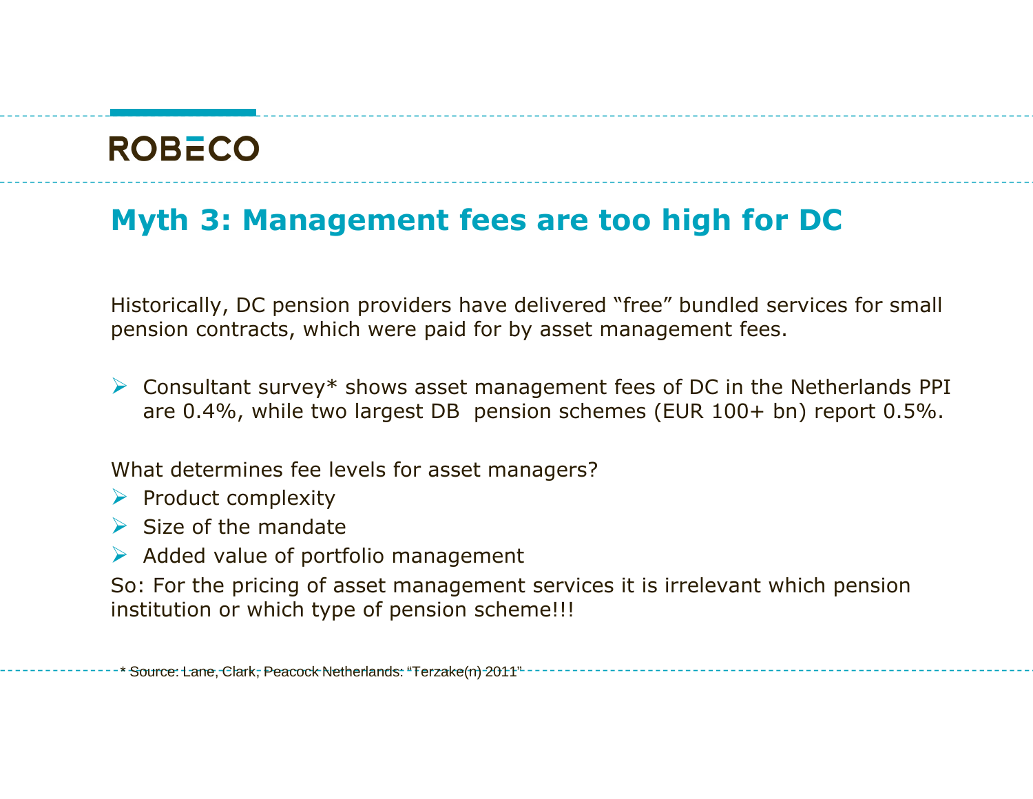## Myth 3: Management fees are too high for DC

Historically, DC pension providers have delivered “free” bundled services for small pension contracts, which were paid for by asset management fees.

- Consultant survey* shows asset management fees of DC in the Netherlands PPI are 0.4%, while two largest DB pension schemes (EUR 100+ bn) report 0.5%.

What determines fee levels for asset managers?

- Product complexity
- Size of the mandate
- Added value of portfolio management

So: For the pricing of asset management services it is irrelevant which pension institution or which type of pension scheme!!!

* Source: Lane, Clark, Peacock Netherlands: “Terzake(n) 2011”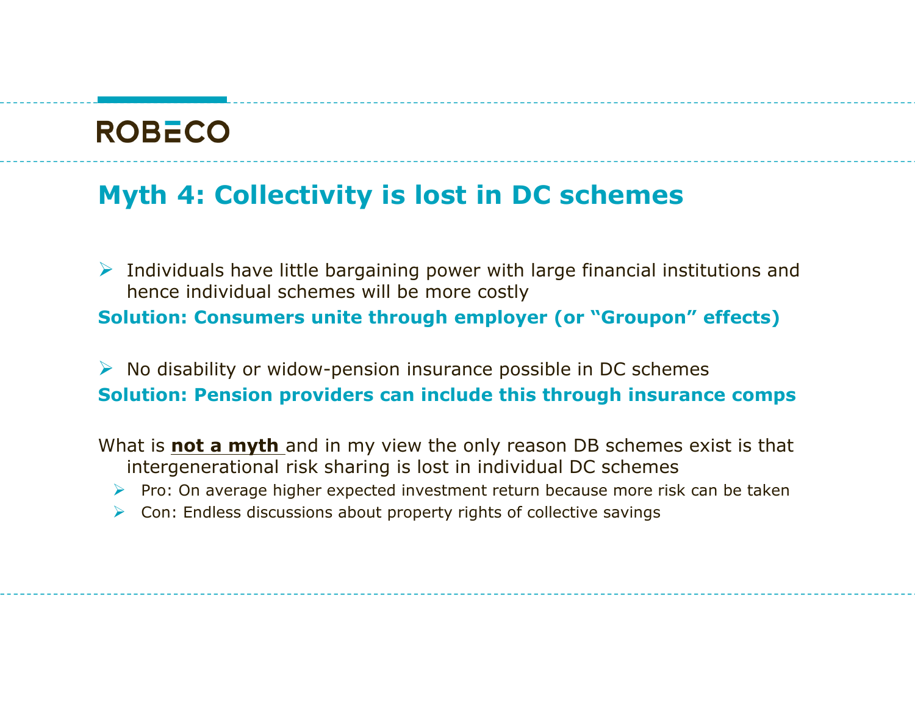ROBECO

## Myth 4: Collectivity is lost in DC schemes

- Individuals have little bargaining power with large financial institutions and hence individual schemes will be more costly

**Solution: Consumers unite through employer (or "Groupon" effects)**

- No disability or widow-pension insurance possible in DC schemes

**Solution: Pension providers can include this through insurance comps**

What is **not a myth** and in my view the only reason DB schemes exist is that intergenerational risk sharing is lost in individual DC schemes

- Pro: On average higher expected investment return because more risk can be taken
- Con: Endless discussions about property rights of collective savings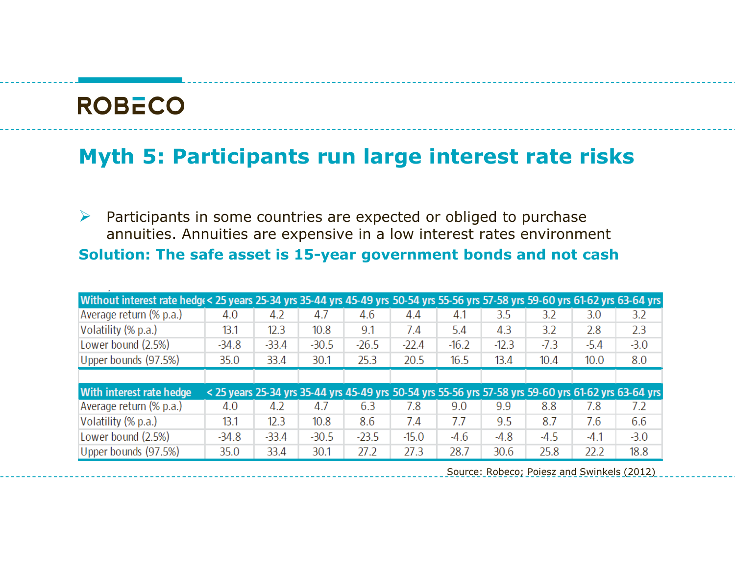# Myth 5: Participants run large interest rate risks

- Participants in some countries are expected or obliged to purchase annuities. Annuities are expensive in a low interest rates environment

**Solution: The safe asset is 15-year government bonds and not cash**

| Without interest rate hedge | < 25 years | 25-34 yrs | 35-44 yrs | 45-49 yrs | 50-54 yrs | 55-56 yrs | 57-58 yrs | 59-60 yrs | 61-62 yrs | 63-64 yrs |
|---|---|---|---|---|---|---|---|---|---|---|
| Average return (% p.a.) | 4.0 | 4.2 | 4.7 | 4.6 | 4.4 | 4.1 | 3.5 | 3.2 | 3.0 | 3.2 |
| Volatility (% p.a.) | 13.1 | 12.3 | 10.8 | 9.1 | 7.4 | 5.4 | 4.3 | 3.2 | 2.8 | 2.3 |
| Lower bound (2.5%) | -34.8 | -33.4 | -30.5 | -26.5 | -22.4 | -16.2 | -12.3 | -7.3 | -5.4 | -3.0 |
| Upper bounds (97.5%) | 35.0 | 33.4 | 30.1 | 25.3 | 20.5 | 16.5 | 13.4 | 10.4 | 10.0 | 8.0 |
| | | | | | | | | | | |
| **With interest rate hedge** | **< 25 years** | **25-34 yrs** | **35-44 yrs** | **45-49 yrs** | **50-54 yrs** | **55-56 yrs** | **57-58 yrs** | **59-60 yrs** | **61-62 yrs** | **63-64 yrs** |
| Average return (% p.a.) | 4.0 | 4.2 | 4.7 | 6.3 | 7.8 | 9.0 | 9.9 | 8.8 | 7.8 | 7.2 |
| Volatility (% p.a.) | 13.1 | 12.3 | 10.8 | 8.6 | 7.4 | 7.7 | 9.5 | 8.7 | 7.6 | 6.6 |
| Lower bound (2.5%) | -34.8 | -33.4 | -30.5 | -23.5 | -15.0 | -4.6 | -4.8 | -4.5 | -4.1 | -3.0 |
| Upper bounds (97.5%) | 35.0 | 33.4 | 30.1 | 27.2 | 27.3 | 28.7 | 30.6 | 25.8 | 22.2 | 18.8 |

Source: Robeco; Poiesz and Swinkels (2012)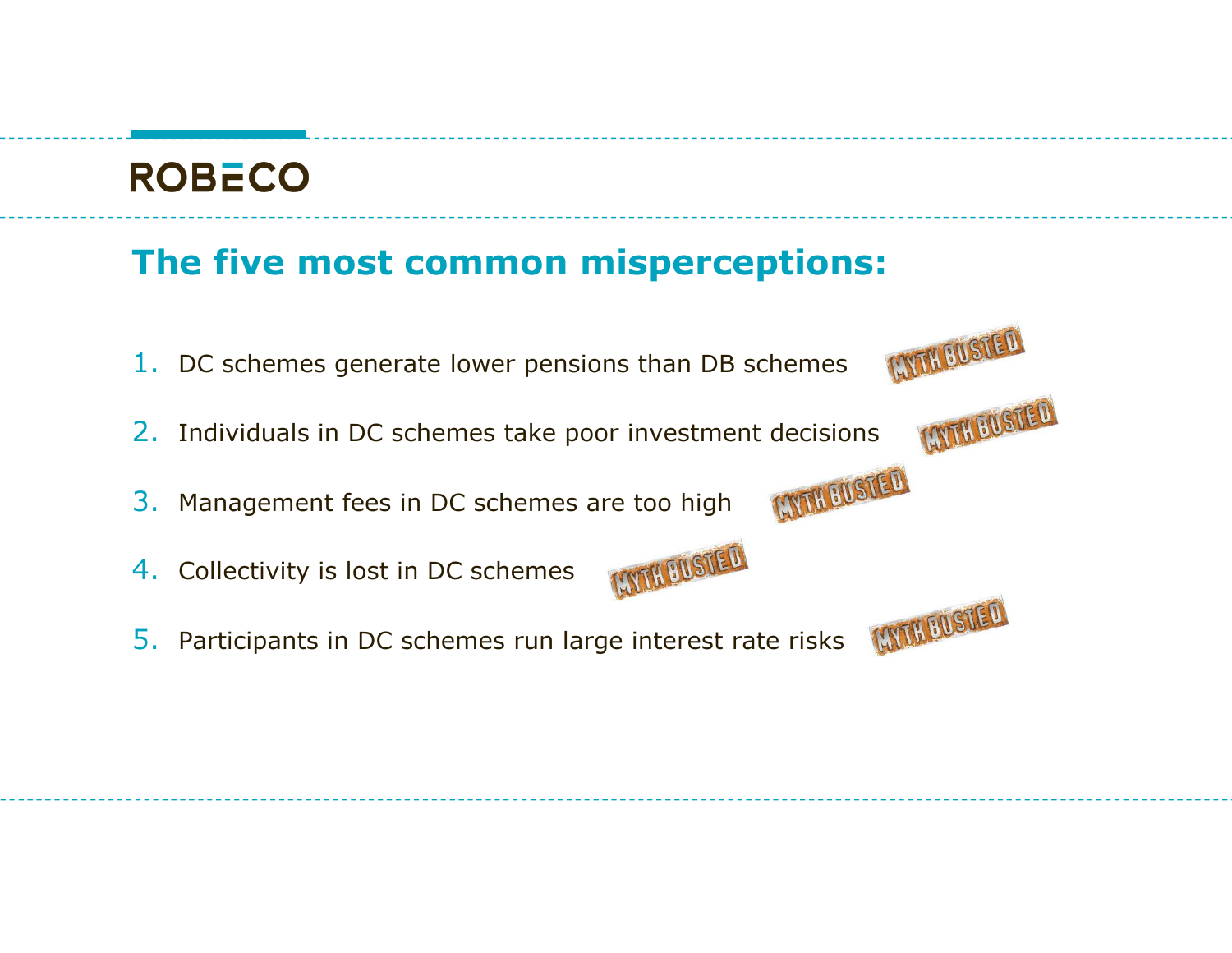ROBECO

## The five most common misperceptions:

1. DC schemes generate lower pensions than DB schemes MYTH BUSTED
2. Individuals in DC schemes take poor investment decisions MYTH BUSTED
3. Management fees in DC schemes are too high MYTH BUSTED
4. Collectivity is lost in DC schemes MYTH BUSTED
5. Participants in DC schemes run large interest rate risks MYTH BUSTED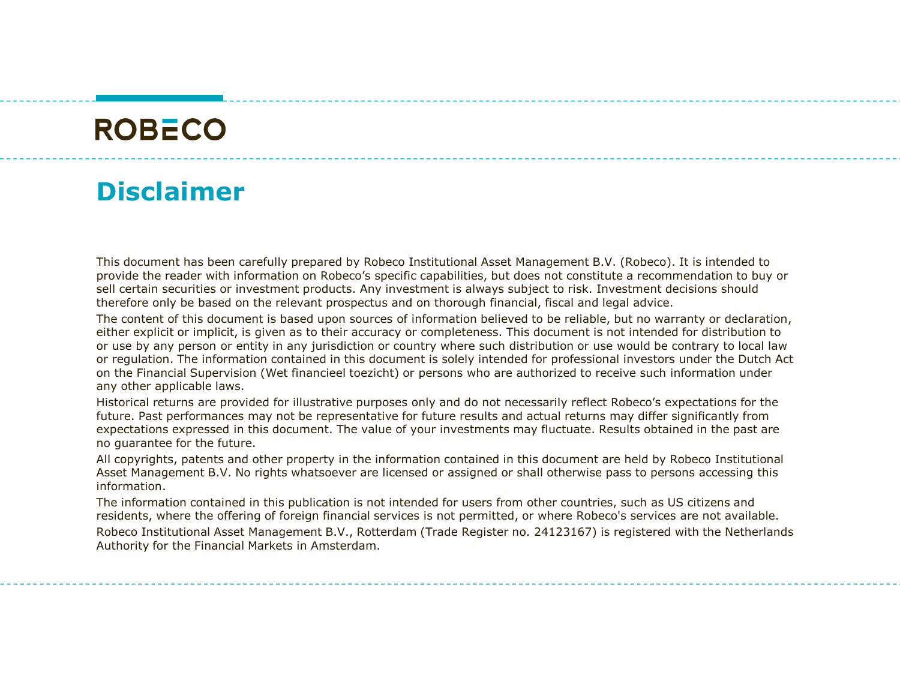ROBECO

# Disclaimer

This document has been carefully prepared by Robeco Institutional Asset Management B.V. (Robeco). It is intended to provide the reader with information on Robeco's specific capabilities, but does not constitute a recommendation to buy or sell certain securities or investment products. Any investment is always subject to risk. Investment decisions should therefore only be based on the relevant prospectus and on thorough financial, fiscal and legal advice.

The content of this document is based upon sources of information believed to be reliable, but no warranty or declaration, either explicit or implicit, is given as to their accuracy or completeness. This document is not intended for distribution to or use by any person or entity in any jurisdiction or country where such distribution or use would be contrary to local law or regulation. The information contained in this document is solely intended for professional investors under the Dutch Act on the Financial Supervision (Wet financieel toezicht) or persons who are authorized to receive such information under any other applicable laws.

Historical returns are provided for illustrative purposes only and do not necessarily reflect Robeco's expectations for the future. Past performances may not be representative for future results and actual returns may differ significantly from expectations expressed in this document. The value of your investments may fluctuate. Results obtained in the past are no guarantee for the future.

All copyrights, patents and other property in the information contained in this document are held by Robeco Institutional Asset Management B.V. No rights whatsoever are licensed or assigned or shall otherwise pass to persons accessing this information.

The information contained in this publication is not intended for users from other countries, such as US citizens and residents, where the offering of foreign financial services is not permitted, or where Robeco's services are not available.

Robeco Institutional Asset Management B.V., Rotterdam (Trade Register no. 24123167) is registered with the Netherlands Authority for the Financial Markets in Amsterdam.